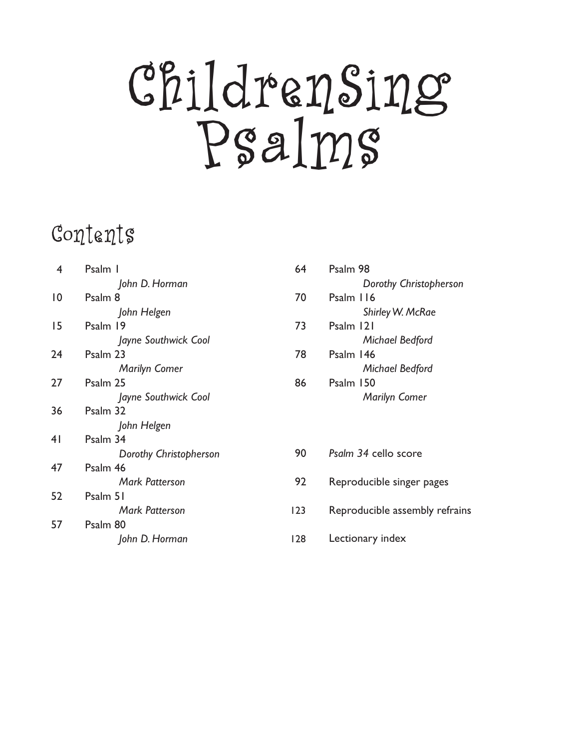# ChildrenSing Psalms

## Contents

| | |
|---|---|
| 4 | Psalm 1<br>*John D. Horman* |
| 10 | Psalm 8<br>*John Helgen* |
| 15 | Psalm 19<br>*Jayne Southwick Cool* |
| 24 | Psalm 23<br>*Marilyn Comer* |
| 27 | Psalm 25<br>*Jayne Southwick Cool* |
| 36 | Psalm 32<br>*John Helgen* |
| 41 | Psalm 34<br>*Dorothy Christopherson* |
| 47 | Psalm 46<br>*Mark Patterson* |
| 52 | Psalm 51<br>*Mark Patterson* |
| 57 | Psalm 80<br>*John D. Horman* |
| 64 | Psalm 98<br>*Dorothy Christopherson* |
| 70 | Psalm 116<br>*Shirley W. McRae* |
| 73 | Psalm 121<br>*Michael Bedford* |
| 78 | Psalm 146<br>*Michael Bedford* |
| 86 | Psalm 150<br>*Marilyn Comer* |
| 90 | *Psalm 34* cello score |
| 92 | Reproducible singer pages |
| 123 | Reproducible assembly refrains |
| 128 | Lectionary index |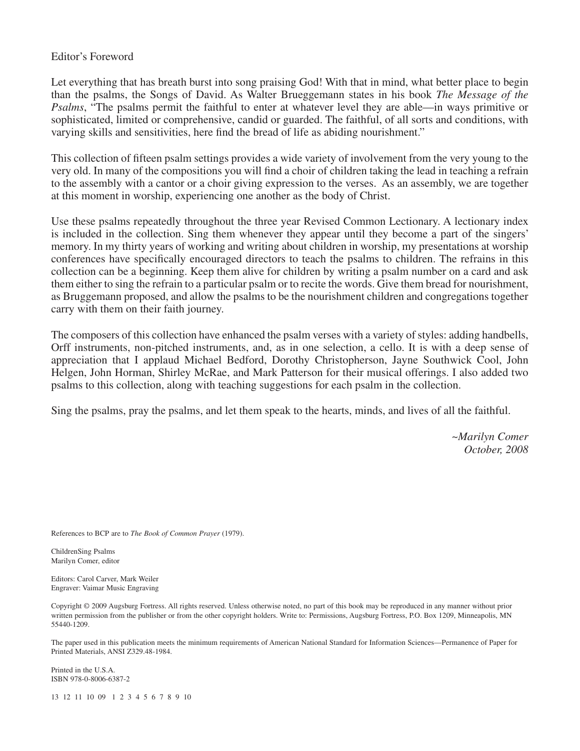## Editor's Foreword

Let everything that has breath burst into song praising God! With that in mind, what better place to begin than the psalms, the Songs of David. As Walter Brueggemann states in his book *The Message of the Psalms*, "The psalms permit the faithful to enter at whatever level they are able—in ways primitive or sophisticated, limited or comprehensive, candid or guarded. The faithful, of all sorts and conditions, with varying skills and sensitivities, here find the bread of life as abiding nourishment."

This collection of fifteen psalm settings provides a wide variety of involvement from the very young to the very old. In many of the compositions you will find a choir of children taking the lead in teaching a refrain to the assembly with a cantor or a choir giving expression to the verses. As an assembly, we are together at this moment in worship, experiencing one another as the body of Christ.

Use these psalms repeatedly throughout the three year Revised Common Lectionary. A lectionary index is included in the collection. Sing them whenever they appear until they become a part of the singers' memory. In my thirty years of working and writing about children in worship, my presentations at worship conferences have specifically encouraged directors to teach the psalms to children. The refrains in this collection can be a beginning. Keep them alive for children by writing a psalm number on a card and ask them either to sing the refrain to a particular psalm or to recite the words. Give them bread for nourishment, as Bruggemann proposed, and allow the psalms to be the nourishment children and congregations together carry with them on their faith journey.

The composers of this collection have enhanced the psalm verses with a variety of styles: adding handbells, Orff instruments, non-pitched instruments, and, as in one selection, a cello. It is with a deep sense of appreciation that I applaud Michael Bedford, Dorothy Christopherson, Jayne Southwick Cool, John Helgen, John Horman, Shirley McRae, and Mark Patterson for their musical offerings. I also added two psalms to this collection, along with teaching suggestions for each psalm in the collection.

Sing the psalms, pray the psalms, and let them speak to the hearts, minds, and lives of all the faithful.

*~Marilyn Comer*
*October, 2008*

References to BCP are to *The Book of Common Prayer* (1979).

ChildrenSing Psalms
Marilyn Comer, editor

Editors: Carol Carver, Mark Weiler
Engraver: Vaimar Music Engraving

Copyright © 2009 Augsburg Fortress. All rights reserved. Unless otherwise noted, no part of this book may be reproduced in any manner without prior written permission from the publisher or from the other copyright holders. Write to: Permissions, Augsburg Fortress, P.O. Box 1209, Minneapolis, MN 55440-1209.

The paper used in this publication meets the minimum requirements of American National Standard for Information Sciences—Permanence of Paper for Printed Materials, ANSI Z329.48-1984.

Printed in the U.S.A.
ISBN 978-0-8006-6387-2

13 12 11 10 09 1 2 3 4 5 6 7 8 9 10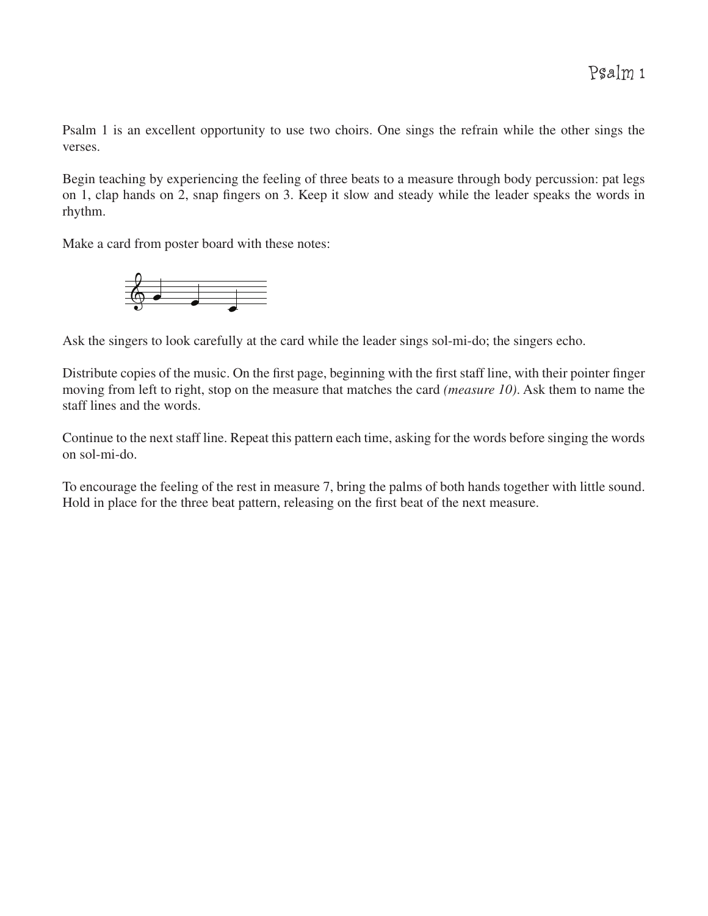# Psalm 1

Psalm 1 is an excellent opportunity to use two choirs. One sings the refrain while the other sings the verses.

Begin teaching by experiencing the feeling of three beats to a measure through body percussion: pat legs on 1, clap hands on 2, snap fingers on 3. Keep it slow and steady while the leader speaks the words in rhythm.

Make a card from poster board with these notes:

Ask the singers to look carefully at the card while the leader sings sol-mi-do; the singers echo.

Distribute copies of the music. On the first page, beginning with the first staff line, with their pointer finger moving from left to right, stop on the measure that matches the card *(measure 10)*. Ask them to name the staff lines and the words.

Continue to the next staff line. Repeat this pattern each time, asking for the words before singing the words on sol-mi-do.

To encourage the feeling of the rest in measure 7, bring the palms of both hands together with little sound. Hold in place for the three beat pattern, releasing on the first beat of the next measure.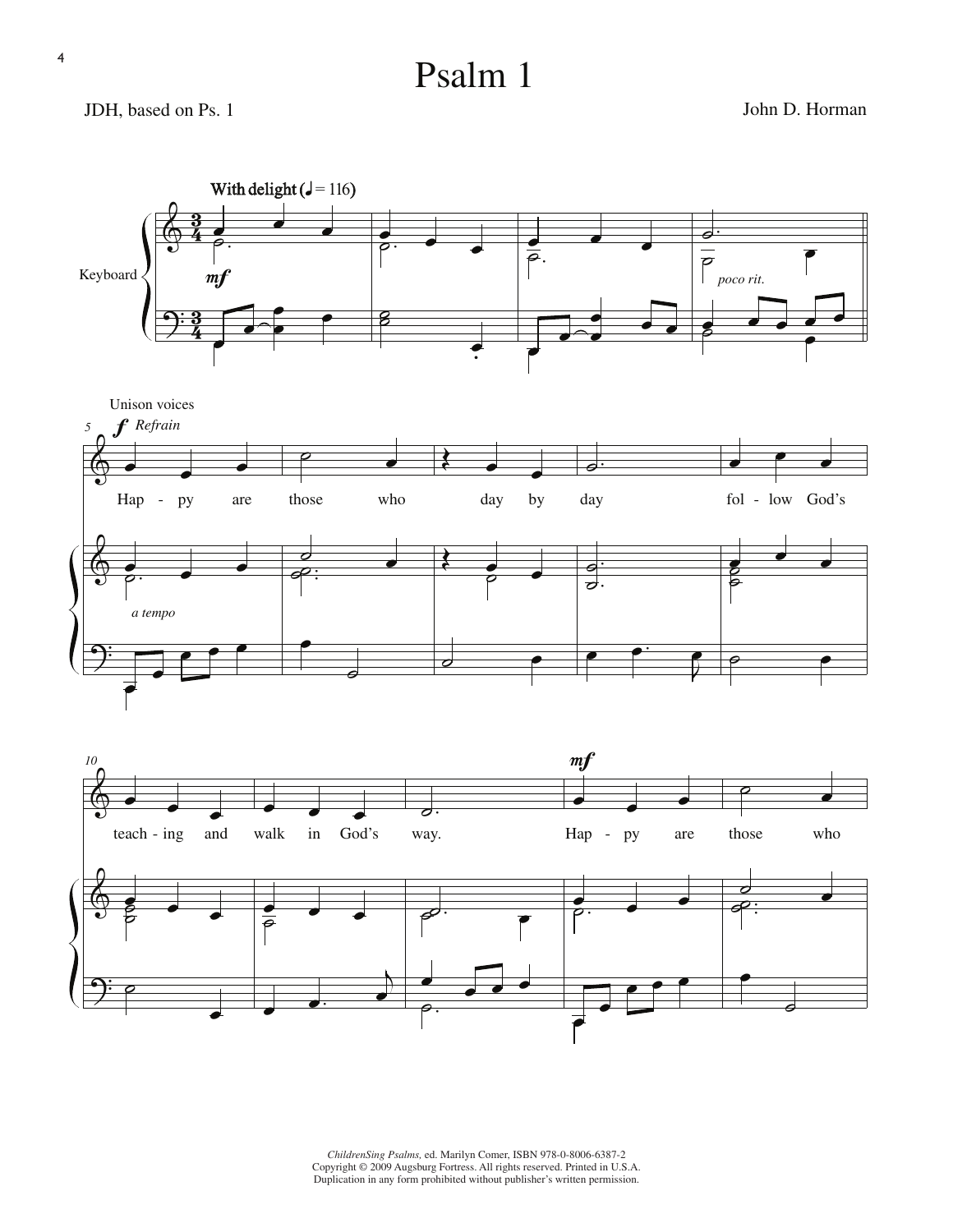# Psalm 1

JDH, based on Ps. 1

John D. Horman

With delight (♩ = 116)

Keyboard

*mf*

*poco rit.*

Unison voices

*f* *Refrain*

Hap - py are those who day by day fol - low God's

*a tempo*

teach - ing and walk in God's way.

*mf*

Hap - py are those who

*ChildrenSing Psalms*, ed. Marilyn Comer, ISBN 978-0-8006-6387-2
Copyright © 2009 Augsburg Fortress. All rights reserved. Printed in U.S.A.
Duplication in any form prohibited without publisher's written permission.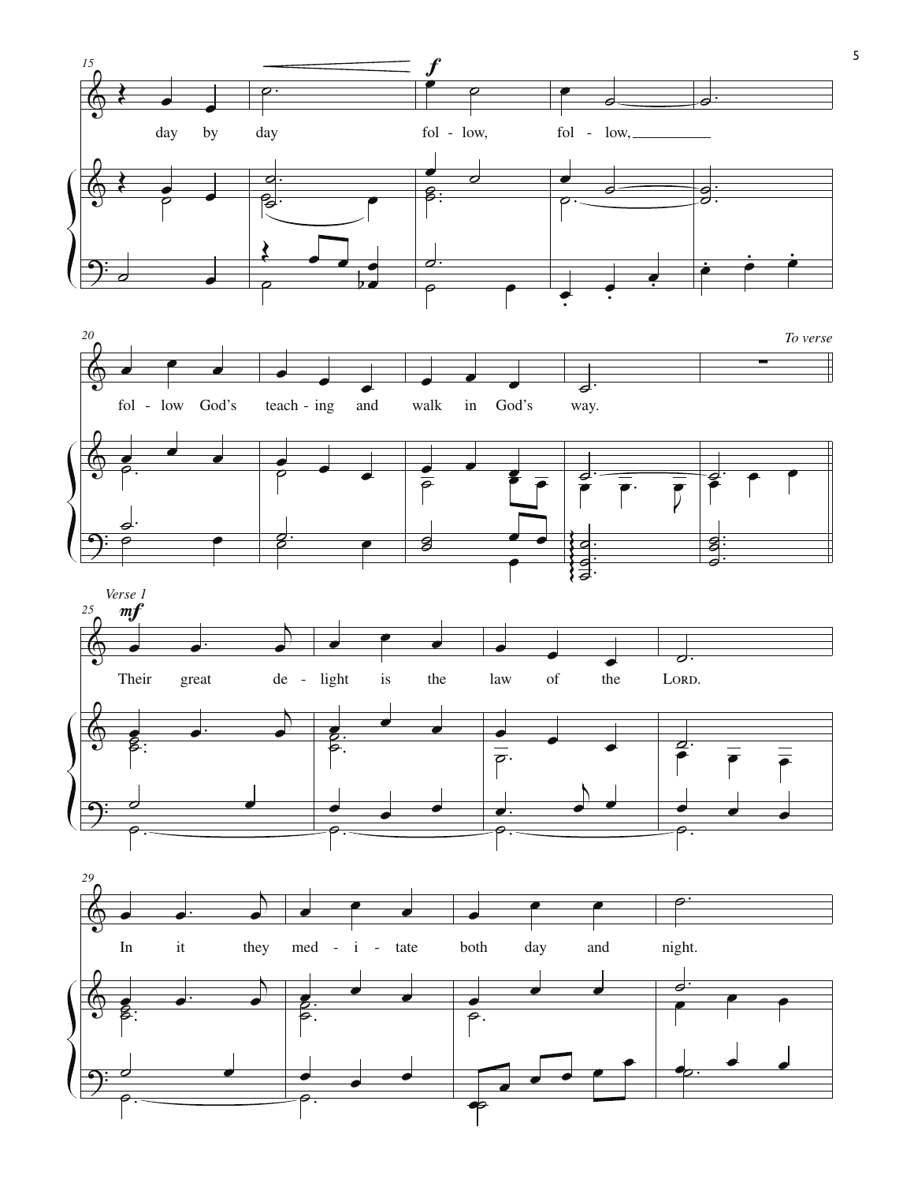15

day by day follow, follow, follow, follow,

20

To verse

follow God's teaching and walk in God's way.

*Verse 1*

25

*mf*

Their great delight is the law of the LORD.

29

In it they meditate both day and night.